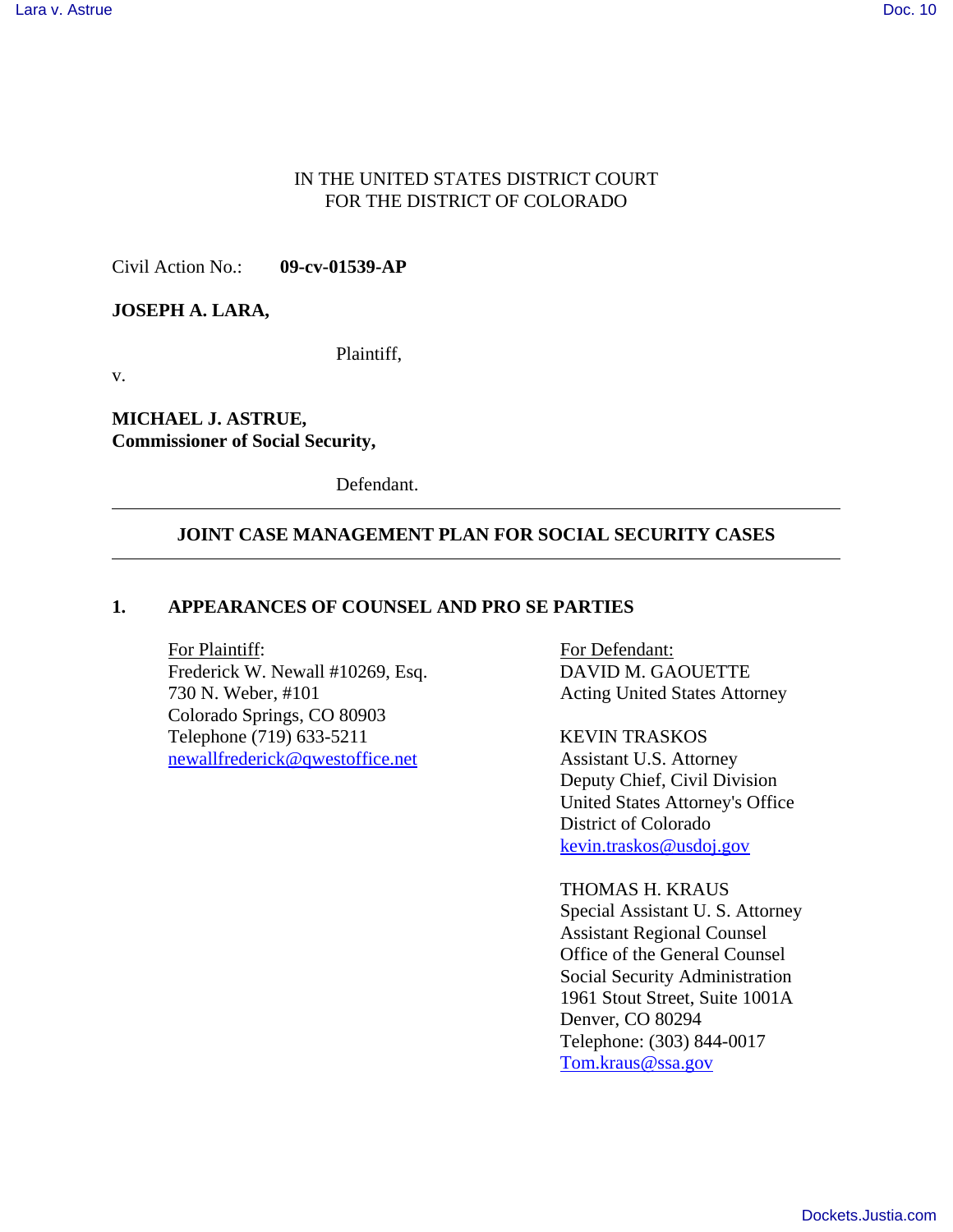IN THE UNITED STATES DISTRICT COURT
FOR THE DISTRICT OF COLORADO

Civil Action No.: **09-cv-01539-AP**

**JOSEPH A. LARA,**

Plaintiff,

v.

**MICHAEL J. ASTRUE,**
**Commissioner of Social Security,**

Defendant.

---

## JOINT CASE MANAGEMENT PLAN FOR SOCIAL SECURITY CASES

---

## 1. APPEARANCES OF COUNSEL AND PRO SE PARTIES

For Plaintiff:
Frederick W. Newall #10269, Esq.
730 N. Weber, #101
Colorado Springs, CO 80903
Telephone (719) 633-5211
newallfrederick@qwestoffice.net

For Defendant:
DAVID M. GAOUETTE
Acting United States Attorney

KEVIN TRASKOS
Assistant U.S. Attorney
Deputy Chief, Civil Division
United States Attorney's Office
District of Colorado
kevin.traskos@usdoj.gov

THOMAS H. KRAUS
Special Assistant U. S. Attorney
Assistant Regional Counsel
Office of the General Counsel
Social Security Administration
1961 Stout Street, Suite 1001A
Denver, CO 80294
Telephone: (303) 844-0017
Tom.kraus@ssa.gov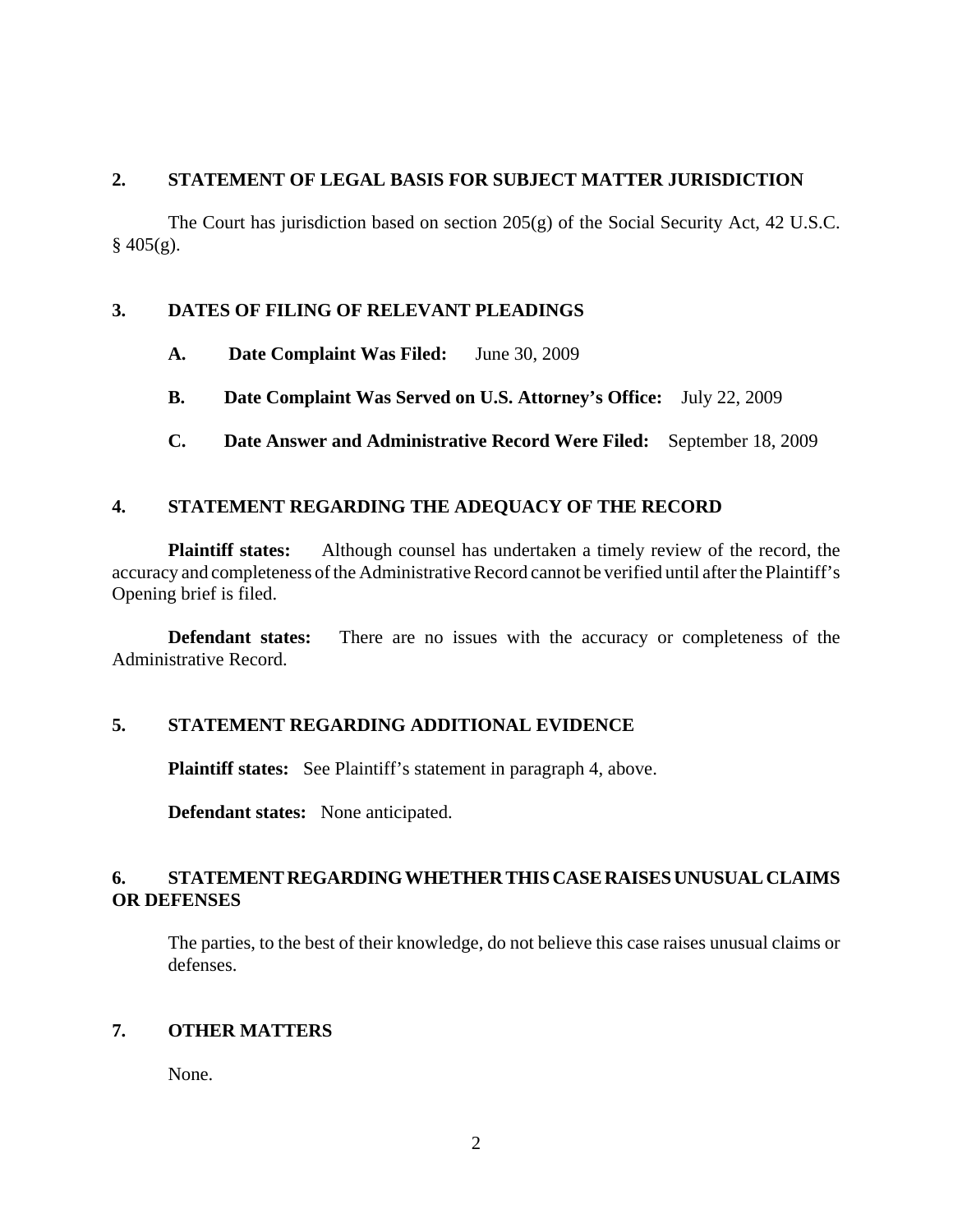## 2. STATEMENT OF LEGAL BASIS FOR SUBJECT MATTER JURISDICTION

The Court has jurisdiction based on section 205(g) of the Social Security Act, 42 U.S.C. § 405(g).

## 3. DATES OF FILING OF RELEVANT PLEADINGS

**A. Date Complaint Was Filed:** June 30, 2009

**B. Date Complaint Was Served on U.S. Attorney's Office:** July 22, 2009

**C. Date Answer and Administrative Record Were Filed:** September 18, 2009

## 4. STATEMENT REGARDING THE ADEQUACY OF THE RECORD

**Plaintiff states:** Although counsel has undertaken a timely review of the record, the accuracy and completeness of the Administrative Record cannot be verified until after the Plaintiff's Opening brief is filed.

**Defendant states:** There are no issues with the accuracy or completeness of the Administrative Record.

## 5. STATEMENT REGARDING ADDITIONAL EVIDENCE

**Plaintiff states:** See Plaintiff's statement in paragraph 4, above.

**Defendant states:** None anticipated.

## 6. STATEMENT REGARDING WHETHER THIS CASE RAISES UNUSUAL CLAIMS OR DEFENSES

The parties, to the best of their knowledge, do not believe this case raises unusual claims or defenses.

## 7. OTHER MATTERS

None.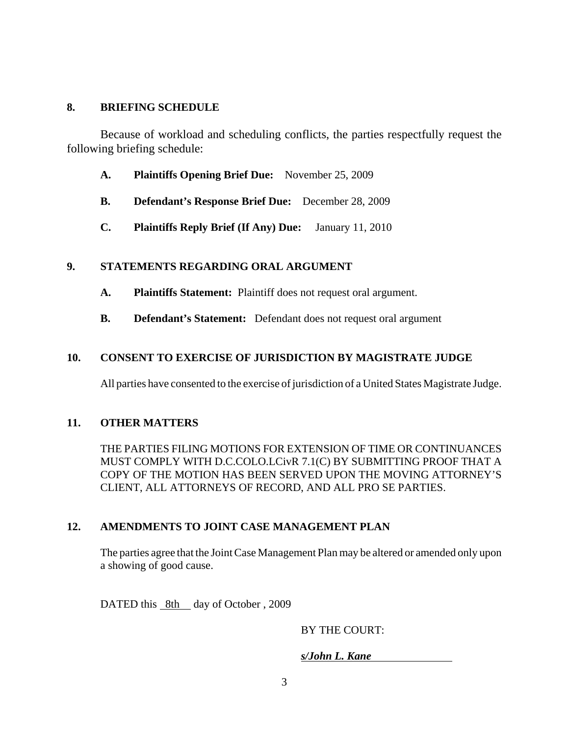## 8. BRIEFING SCHEDULE

Because of workload and scheduling conflicts, the parties respectfully request the following briefing schedule:

- **A. Plaintiffs Opening Brief Due:** November 25, 2009
- **B. Defendant's Response Brief Due:** December 28, 2009
- **C. Plaintiffs Reply Brief (If Any) Due:** January 11, 2010

## 9. STATEMENTS REGARDING ORAL ARGUMENT

- **A. Plaintiffs Statement:** Plaintiff does not request oral argument.
- **B. Defendant's Statement:** Defendant does not request oral argument

## 10. CONSENT TO EXERCISE OF JURISDICTION BY MAGISTRATE JUDGE

All parties have consented to the exercise of jurisdiction of a United States Magistrate Judge.

## 11. OTHER MATTERS

THE PARTIES FILING MOTIONS FOR EXTENSION OF TIME OR CONTINUANCES MUST COMPLY WITH D.C.COLO.LCivR 7.1(C) BY SUBMITTING PROOF THAT A COPY OF THE MOTION HAS BEEN SERVED UPON THE MOVING ATTORNEY'S CLIENT, ALL ATTORNEYS OF RECORD, AND ALL PRO SE PARTIES.

## 12. AMENDMENTS TO JOINT CASE MANAGEMENT PLAN

The parties agree that the Joint Case Management Plan may be altered or amended only upon a showing of good cause.

DATED this 8th day of October , 2009

BY THE COURT:

***s/John L. Kane***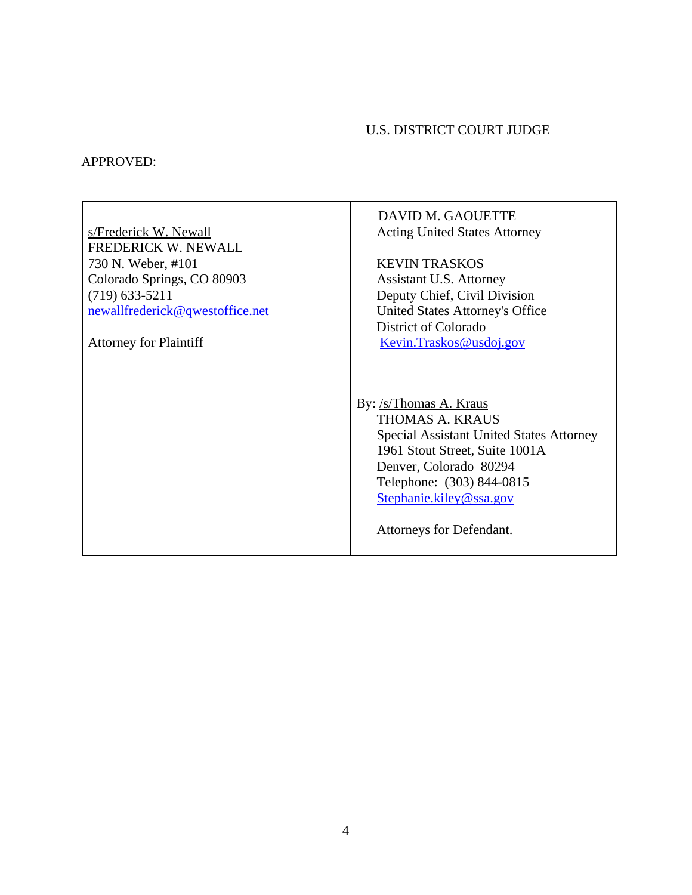U.S. DISTRICT COURT JUDGE

APPROVED:

| | |
|---|---|
| s/Frederick W. Newall<br>FREDERICK W. NEWALL<br>730 N. Weber, #101<br>Colorado Springs, CO 80903<br>(719) 633-5211<br>newallfrederick@qwestoffice.net<br><br>Attorney for Plaintiff | DAVID M. GAOUETTE<br>Acting United States Attorney<br><br>KEVIN TRASKOS<br>Assistant U.S. Attorney<br>Deputy Chief, Civil Division<br>United States Attorney's Office<br>District of Colorado<br>Kevin.Traskos@usdoj.gov<br><br>By: /s/Thomas A. Kraus<br>THOMAS A. KRAUS<br>Special Assistant United States Attorney<br>1961 Stout Street, Suite 1001A<br>Denver, Colorado 80294<br>Telephone: (303) 844-0815<br>Stephanie.kiley@ssa.gov<br><br>Attorneys for Defendant. |